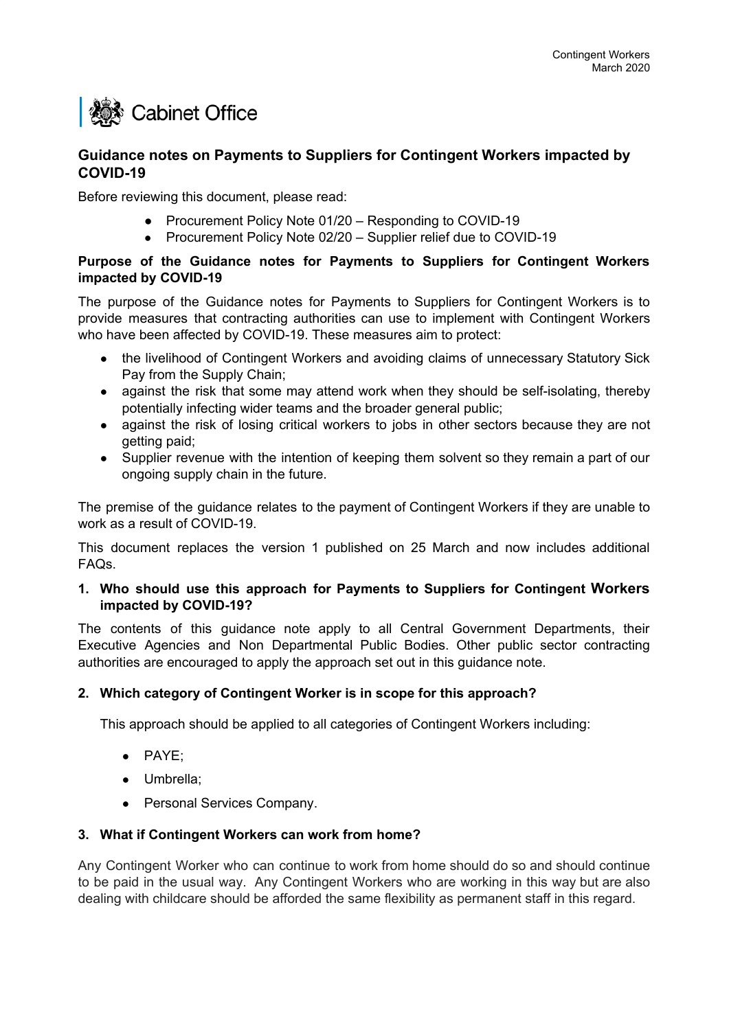Cabinet Office

## Guidance notes on Payments to Suppliers for Contingent Workers impacted by COVID-19

Before reviewing this document, please read:

- Procurement Policy Note 01/20 – Responding to COVID-19
- Procurement Policy Note 02/20 – Supplier relief due to COVID-19

### Purpose of the Guidance notes for Payments to Suppliers for Contingent Workers impacted by COVID-19

The purpose of the Guidance notes for Payments to Suppliers for Contingent Workers is to provide measures that contracting authorities can use to implement with Contingent Workers who have been affected by COVID-19. These measures aim to protect:

- the livelihood of Contingent Workers and avoiding claims of unnecessary Statutory Sick Pay from the Supply Chain;
- against the risk that some may attend work when they should be self-isolating, thereby potentially infecting wider teams and the broader general public;
- against the risk of losing critical workers to jobs in other sectors because they are not getting paid;
- Supplier revenue with the intention of keeping them solvent so they remain a part of our ongoing supply chain in the future.

The premise of the guidance relates to the payment of Contingent Workers if they are unable to work as a result of COVID-19.

This document replaces the version 1 published on 25 March and now includes additional FAQs.

### 1. Who should use this approach for Payments to Suppliers for Contingent Workers impacted by COVID-19?

The contents of this guidance note apply to all Central Government Departments, their Executive Agencies and Non Departmental Public Bodies. Other public sector contracting authorities are encouraged to apply the approach set out in this guidance note.

### 2. Which category of Contingent Worker is in scope for this approach?

This approach should be applied to all categories of Contingent Workers including:

- PAYE;
- Umbrella;
- Personal Services Company.

### 3. What if Contingent Workers can work from home?

Any Contingent Worker who can continue to work from home should do so and should continue to be paid in the usual way. Any Contingent Workers who are working in this way but are also dealing with childcare should be afforded the same flexibility as permanent staff in this regard.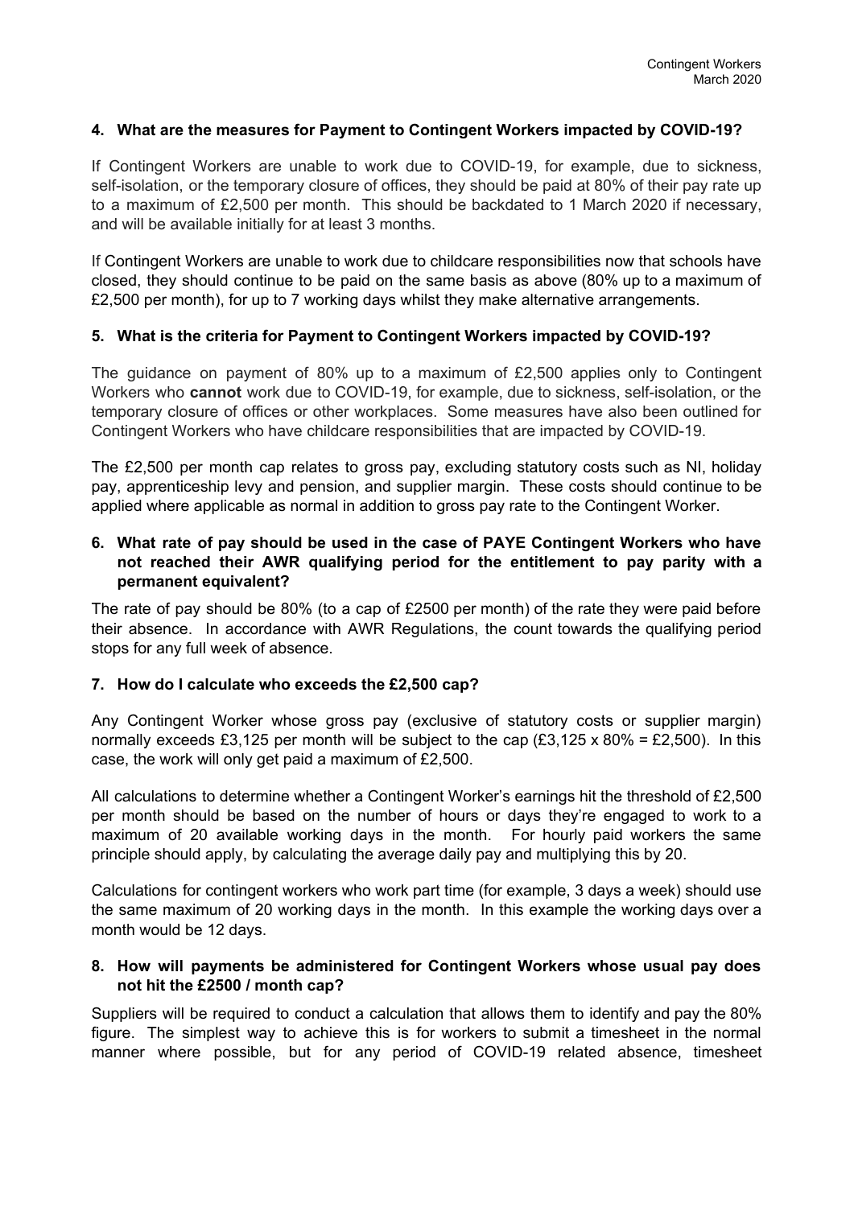**4. What are the measures for Payment to Contingent Workers impacted by COVID-19?**

If Contingent Workers are unable to work due to COVID-19, for example, due to sickness, self-isolation, or the temporary closure of offices, they should be paid at 80% of their pay rate up to a maximum of £2,500 per month. This should be backdated to 1 March 2020 if necessary, and will be available initially for at least 3 months.

If Contingent Workers are unable to work due to childcare responsibilities now that schools have closed, they should continue to be paid on the same basis as above (80% up to a maximum of £2,500 per month), for up to 7 working days whilst they make alternative arrangements.

**5. What is the criteria for Payment to Contingent Workers impacted by COVID-19?**

The guidance on payment of 80% up to a maximum of £2,500 applies only to Contingent Workers who **cannot** work due to COVID-19, for example, due to sickness, self-isolation, or the temporary closure of offices or other workplaces. Some measures have also been outlined for Contingent Workers who have childcare responsibilities that are impacted by COVID-19.

The £2,500 per month cap relates to gross pay, excluding statutory costs such as NI, holiday pay, apprenticeship levy and pension, and supplier margin. These costs should continue to be applied where applicable as normal in addition to gross pay rate to the Contingent Worker.

**6. What rate of pay should be used in the case of PAYE Contingent Workers who have not reached their AWR qualifying period for the entitlement to pay parity with a permanent equivalent?**

The rate of pay should be 80% (to a cap of £2500 per month) of the rate they were paid before their absence. In accordance with AWR Regulations, the count towards the qualifying period stops for any full week of absence.

**7. How do I calculate who exceeds the £2,500 cap?**

Any Contingent Worker whose gross pay (exclusive of statutory costs or supplier margin) normally exceeds £3,125 per month will be subject to the cap (£3,125 x 80% = £2,500). In this case, the work will only get paid a maximum of £2,500.

All calculations to determine whether a Contingent Worker's earnings hit the threshold of £2,500 per month should be based on the number of hours or days they're engaged to work to a maximum of 20 available working days in the month. For hourly paid workers the same principle should apply, by calculating the average daily pay and multiplying this by 20.

Calculations for contingent workers who work part time (for example, 3 days a week) should use the same maximum of 20 working days in the month. In this example the working days over a month would be 12 days.

**8. How will payments be administered for Contingent Workers whose usual pay does not hit the £2500 / month cap?**

Suppliers will be required to conduct a calculation that allows them to identify and pay the 80% figure. The simplest way to achieve this is for workers to submit a timesheet in the normal manner where possible, but for any period of COVID-19 related absence, timesheet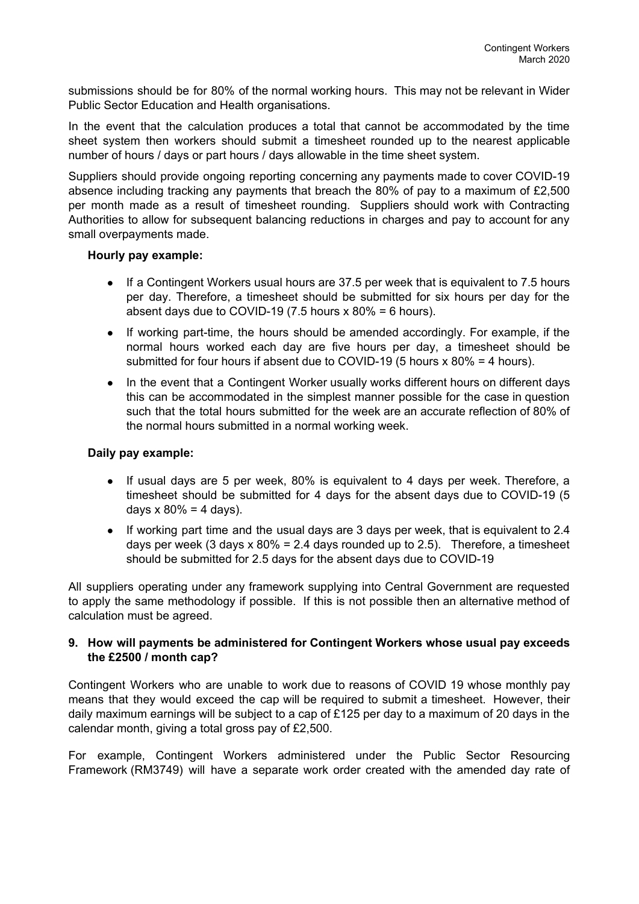submissions should be for 80% of the normal working hours. This may not be relevant in Wider Public Sector Education and Health organisations.

In the event that the calculation produces a total that cannot be accommodated by the time sheet system then workers should submit a timesheet rounded up to the nearest applicable number of hours / days or part hours / days allowable in the time sheet system.

Suppliers should provide ongoing reporting concerning any payments made to cover COVID-19 absence including tracking any payments that breach the 80% of pay to a maximum of £2,500 per month made as a result of timesheet rounding. Suppliers should work with Contracting Authorities to allow for subsequent balancing reductions in charges and pay to account for any small overpayments made.

**Hourly pay example:**

- If a Contingent Workers usual hours are 37.5 per week that is equivalent to 7.5 hours per day. Therefore, a timesheet should be submitted for six hours per day for the absent days due to COVID-19 (7.5 hours x 80% = 6 hours).
- If working part-time, the hours should be amended accordingly. For example, if the normal hours worked each day are five hours per day, a timesheet should be submitted for four hours if absent due to COVID-19 (5 hours x 80% = 4 hours).
- In the event that a Contingent Worker usually works different hours on different days this can be accommodated in the simplest manner possible for the case in question such that the total hours submitted for the week are an accurate reflection of 80% of the normal hours submitted in a normal working week.

**Daily pay example:**

- If usual days are 5 per week, 80% is equivalent to 4 days per week. Therefore, a timesheet should be submitted for 4 days for the absent days due to COVID-19 (5 days x 80% = 4 days).
- If working part time and the usual days are 3 days per week, that is equivalent to 2.4 days per week (3 days x 80% = 2.4 days rounded up to 2.5). Therefore, a timesheet should be submitted for 2.5 days for the absent days due to COVID-19

All suppliers operating under any framework supplying into Central Government are requested to apply the same methodology if possible. If this is not possible then an alternative method of calculation must be agreed.

### 9. How will payments be administered for Contingent Workers whose usual pay exceeds the £2500 / month cap?

Contingent Workers who are unable to work due to reasons of COVID 19 whose monthly pay means that they would exceed the cap will be required to submit a timesheet. However, their daily maximum earnings will be subject to a cap of £125 per day to a maximum of 20 days in the calendar month, giving a total gross pay of £2,500.

For example, Contingent Workers administered under the Public Sector Resourcing Framework (RM3749) will have a separate work order created with the amended day rate of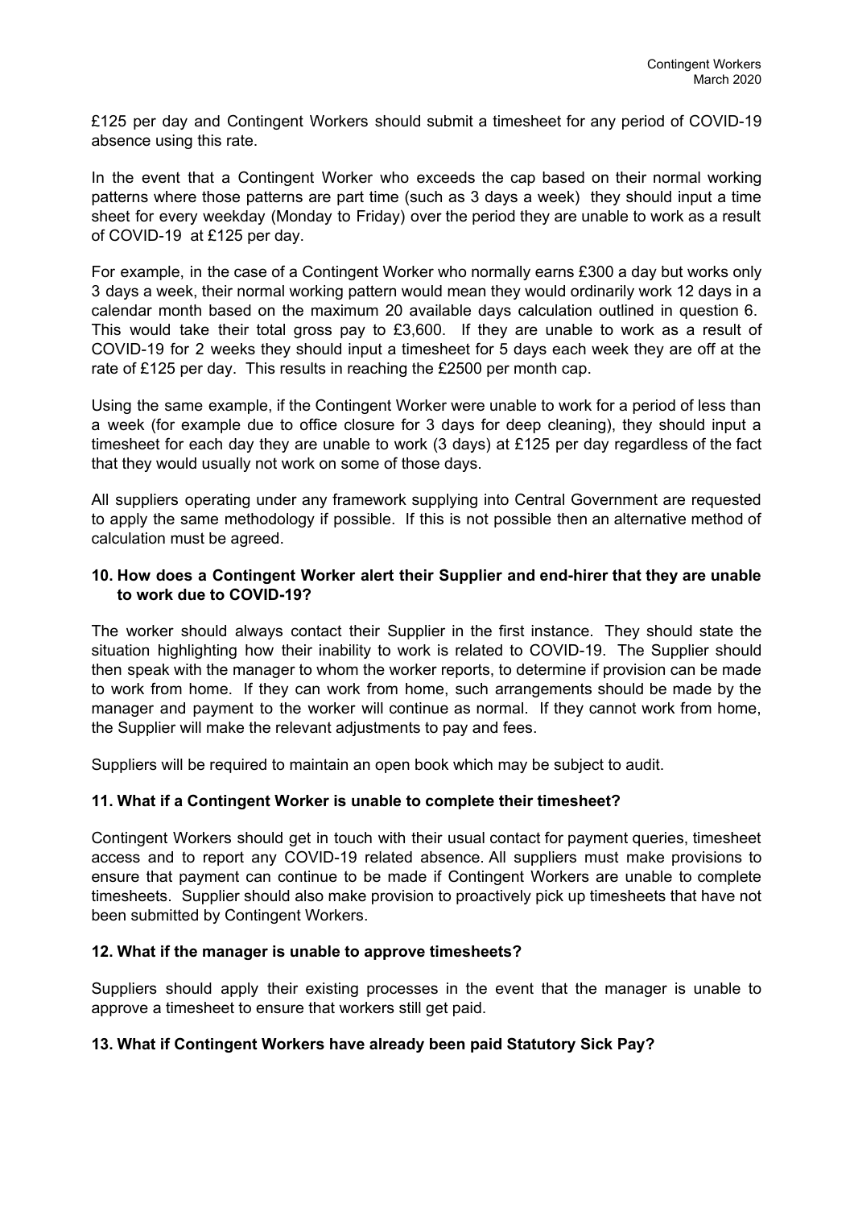£125 per day and Contingent Workers should submit a timesheet for any period of COVID-19 absence using this rate.

In the event that a Contingent Worker who exceeds the cap based on their normal working patterns where those patterns are part time (such as 3 days a week) they should input a time sheet for every weekday (Monday to Friday) over the period they are unable to work as a result of COVID-19 at £125 per day.

For example, in the case of a Contingent Worker who normally earns £300 a day but works only 3 days a week, their normal working pattern would mean they would ordinarily work 12 days in a calendar month based on the maximum 20 available days calculation outlined in question 6. This would take their total gross pay to £3,600. If they are unable to work as a result of COVID-19 for 2 weeks they should input a timesheet for 5 days each week they are off at the rate of £125 per day. This results in reaching the £2500 per month cap.

Using the same example, if the Contingent Worker were unable to work for a period of less than a week (for example due to office closure for 3 days for deep cleaning), they should input a timesheet for each day they are unable to work (3 days) at £125 per day regardless of the fact that they would usually not work on some of those days.

All suppliers operating under any framework supplying into Central Government are requested to apply the same methodology if possible. If this is not possible then an alternative method of calculation must be agreed.

### 10. How does a Contingent Worker alert their Supplier and end-hirer that they are unable to work due to COVID-19?

The worker should always contact their Supplier in the first instance. They should state the situation highlighting how their inability to work is related to COVID-19. The Supplier should then speak with the manager to whom the worker reports, to determine if provision can be made to work from home. If they can work from home, such arrangements should be made by the manager and payment to the worker will continue as normal. If they cannot work from home, the Supplier will make the relevant adjustments to pay and fees.

Suppliers will be required to maintain an open book which may be subject to audit.

### 11. What if a Contingent Worker is unable to complete their timesheet?

Contingent Workers should get in touch with their usual contact for payment queries, timesheet access and to report any COVID-19 related absence. All suppliers must make provisions to ensure that payment can continue to be made if Contingent Workers are unable to complete timesheets. Supplier should also make provision to proactively pick up timesheets that have not been submitted by Contingent Workers.

### 12. What if the manager is unable to approve timesheets?

Suppliers should apply their existing processes in the event that the manager is unable to approve a timesheet to ensure that workers still get paid.

### 13. What if Contingent Workers have already been paid Statutory Sick Pay?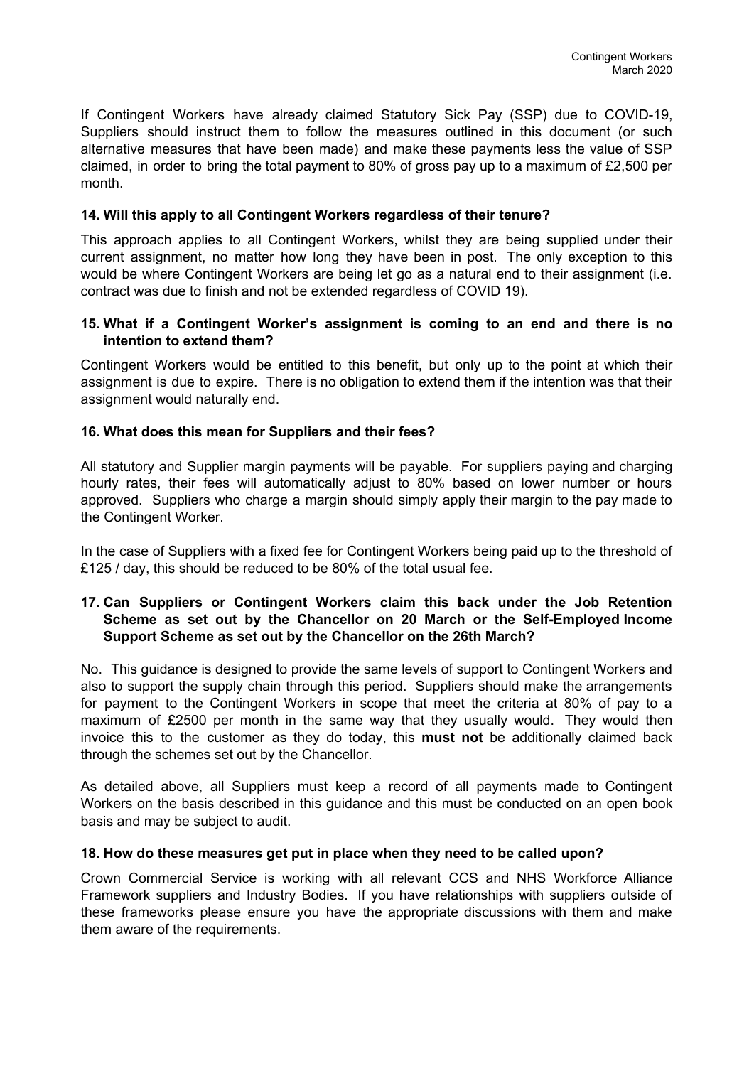If Contingent Workers have already claimed Statutory Sick Pay (SSP) due to COVID-19, Suppliers should instruct them to follow the measures outlined in this document (or such alternative measures that have been made) and make these payments less the value of SSP claimed, in order to bring the total payment to 80% of gross pay up to a maximum of £2,500 per month.

### 14. Will this apply to all Contingent Workers regardless of their tenure?

This approach applies to all Contingent Workers, whilst they are being supplied under their current assignment, no matter how long they have been in post. The only exception to this would be where Contingent Workers are being let go as a natural end to their assignment (i.e. contract was due to finish and not be extended regardless of COVID 19).

### 15. What if a Contingent Worker's assignment is coming to an end and there is no intention to extend them?

Contingent Workers would be entitled to this benefit, but only up to the point at which their assignment is due to expire. There is no obligation to extend them if the intention was that their assignment would naturally end.

### 16. What does this mean for Suppliers and their fees?

All statutory and Supplier margin payments will be payable. For suppliers paying and charging hourly rates, their fees will automatically adjust to 80% based on lower number or hours approved. Suppliers who charge a margin should simply apply their margin to the pay made to the Contingent Worker.

In the case of Suppliers with a fixed fee for Contingent Workers being paid up to the threshold of £125 / day, this should be reduced to be 80% of the total usual fee.

### 17. Can Suppliers or Contingent Workers claim this back under the Job Retention Scheme as set out by the Chancellor on 20 March or the Self-Employed Income Support Scheme as set out by the Chancellor on the 26th March?

No. This guidance is designed to provide the same levels of support to Contingent Workers and also to support the supply chain through this period. Suppliers should make the arrangements for payment to the Contingent Workers in scope that meet the criteria at 80% of pay to a maximum of £2500 per month in the same way that they usually would. They would then invoice this to the customer as they do today, this **must not** be additionally claimed back through the schemes set out by the Chancellor.

As detailed above, all Suppliers must keep a record of all payments made to Contingent Workers on the basis described in this guidance and this must be conducted on an open book basis and may be subject to audit.

### 18. How do these measures get put in place when they need to be called upon?

Crown Commercial Service is working with all relevant CCS and NHS Workforce Alliance Framework suppliers and Industry Bodies. If you have relationships with suppliers outside of these frameworks please ensure you have the appropriate discussions with them and make them aware of the requirements.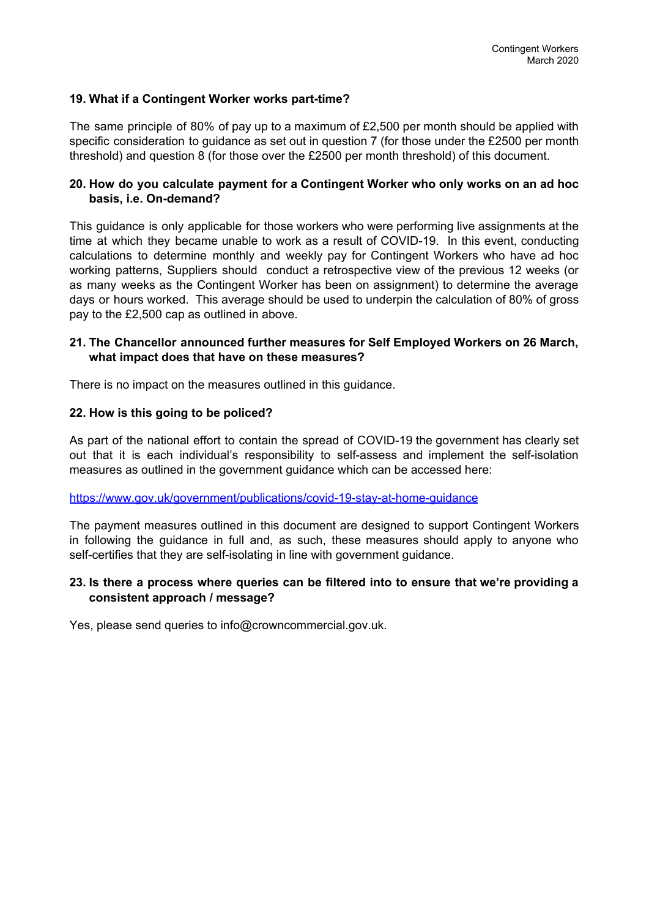**19. What if a Contingent Worker works part-time?**

The same principle of 80% of pay up to a maximum of £2,500 per month should be applied with specific consideration to guidance as set out in question 7 (for those under the £2500 per month threshold) and question 8 (for those over the £2500 per month threshold) of this document.

**20. How do you calculate payment for a Contingent Worker who only works on an ad hoc basis, i.e. On-demand?**

This guidance is only applicable for those workers who were performing live assignments at the time at which they became unable to work as a result of COVID-19. In this event, conducting calculations to determine monthly and weekly pay for Contingent Workers who have ad hoc working patterns, Suppliers should conduct a retrospective view of the previous 12 weeks (or as many weeks as the Contingent Worker has been on assignment) to determine the average days or hours worked. This average should be used to underpin the calculation of 80% of gross pay to the £2,500 cap as outlined in above.

**21. The Chancellor announced further measures for Self Employed Workers on 26 March, what impact does that have on these measures?**

There is no impact on the measures outlined in this guidance.

**22. How is this going to be policed?**

As part of the national effort to contain the spread of COVID-19 the government has clearly set out that it is each individual's responsibility to self-assess and implement the self-isolation measures as outlined in the government guidance which can be accessed here:

https://www.gov.uk/government/publications/covid-19-stay-at-home-guidance

The payment measures outlined in this document are designed to support Contingent Workers in following the guidance in full and, as such, these measures should apply to anyone who self-certifies that they are self-isolating in line with government guidance.

**23. Is there a process where queries can be filtered into to ensure that we're providing a consistent approach / message?**

Yes, please send queries to info@crowncommercial.gov.uk.